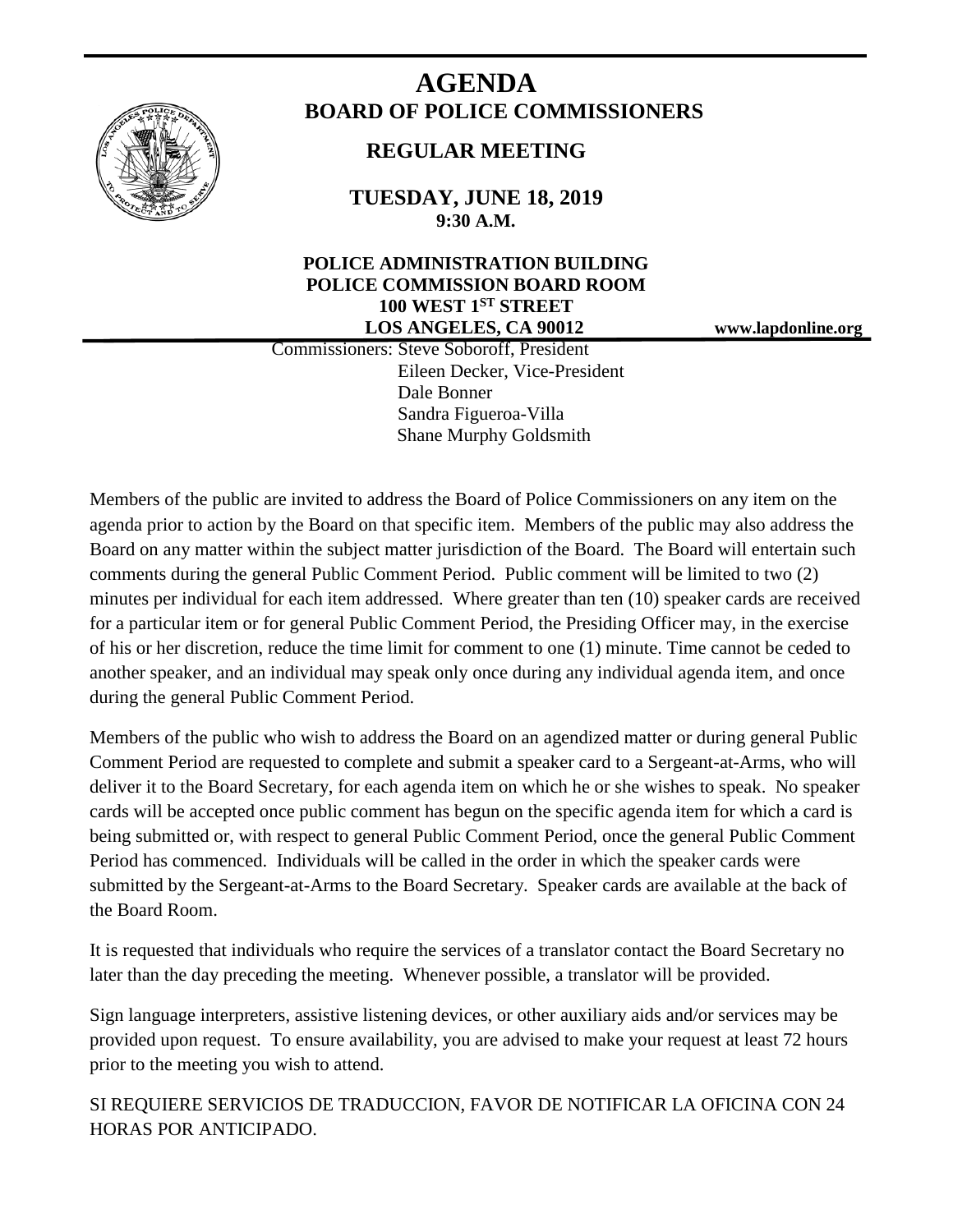# AGENDA

## BOARD OF POLICE COMMISSIONERS

### REGULAR MEETING

**TUESDAY, JUNE 18, 2019**
**9:30 A.M.**

**POLICE ADMINISTRATION BUILDING**
**POLICE COMMISSION BOARD ROOM**
**100 WEST 1ST STREET**
**LOS ANGELES, CA 90012**

**www.lapdonline.org**

Commissioners: Steve Soboroff, President
Eileen Decker, Vice-President
Dale Bonner
Sandra Figueroa-Villa
Shane Murphy Goldsmith

Members of the public are invited to address the Board of Police Commissioners on any item on the agenda prior to action by the Board on that specific item. Members of the public may also address the Board on any matter within the subject matter jurisdiction of the Board. The Board will entertain such comments during the general Public Comment Period. Public comment will be limited to two (2) minutes per individual for each item addressed. Where greater than ten (10) speaker cards are received for a particular item or for general Public Comment Period, the Presiding Officer may, in the exercise of his or her discretion, reduce the time limit for comment to one (1) minute. Time cannot be ceded to another speaker, and an individual may speak only once during any individual agenda item, and once during the general Public Comment Period.

Members of the public who wish to address the Board on an agendized matter or during general Public Comment Period are requested to complete and submit a speaker card to a Sergeant-at-Arms, who will deliver it to the Board Secretary, for each agenda item on which he or she wishes to speak. No speaker cards will be accepted once public comment has begun on the specific agenda item for which a card is being submitted or, with respect to general Public Comment Period, once the general Public Comment Period has commenced. Individuals will be called in the order in which the speaker cards were submitted by the Sergeant-at-Arms to the Board Secretary. Speaker cards are available at the back of the Board Room.

It is requested that individuals who require the services of a translator contact the Board Secretary no later than the day preceding the meeting. Whenever possible, a translator will be provided.

Sign language interpreters, assistive listening devices, or other auxiliary aids and/or services may be provided upon request. To ensure availability, you are advised to make your request at least 72 hours prior to the meeting you wish to attend.

SI REQUIERE SERVICIOS DE TRADUCCION, FAVOR DE NOTIFICAR LA OFICINA CON 24 HORAS POR ANTICIPADO.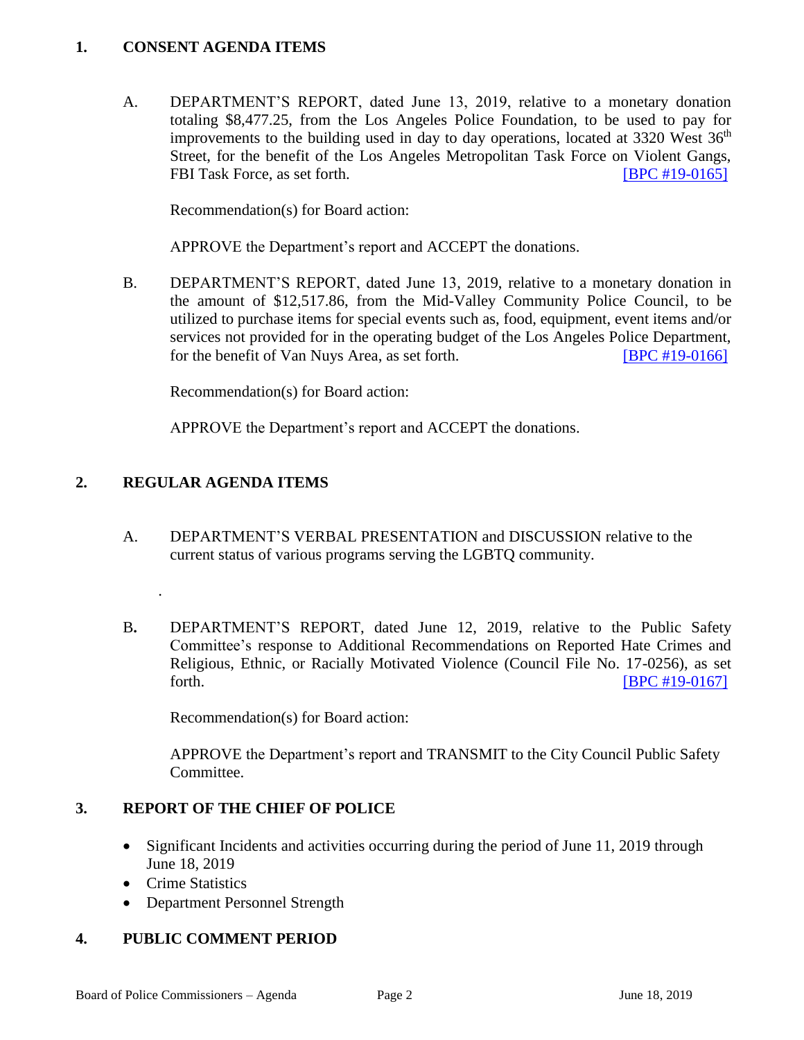## 1. CONSENT AGENDA ITEMS

A. DEPARTMENT'S REPORT, dated June 13, 2019, relative to a monetary donation totaling $8,477.25, from the Los Angeles Police Foundation, to be used to pay for improvements to the building used in day to day operations, located at 3320 West 36th Street, for the benefit of the Los Angeles Metropolitan Task Force on Violent Gangs, FBI Task Force, as set forth. [BPC #19-0165]

Recommendation(s) for Board action:

APPROVE the Department's report and ACCEPT the donations.

B. DEPARTMENT'S REPORT, dated June 13, 2019, relative to a monetary donation in the amount of $12,517.86, from the Mid-Valley Community Police Council, to be utilized to purchase items for special events such as, food, equipment, event items and/or services not provided for in the operating budget of the Los Angeles Police Department, for the benefit of Van Nuys Area, as set forth. [BPC #19-0166]

Recommendation(s) for Board action:

APPROVE the Department's report and ACCEPT the donations.

## 2. REGULAR AGENDA ITEMS

A. DEPARTMENT'S VERBAL PRESENTATION and DISCUSSION relative to the current status of various programs serving the LGBTQ community.

B. DEPARTMENT'S REPORT, dated June 12, 2019, relative to the Public Safety Committee's response to Additional Recommendations on Reported Hate Crimes and Religious, Ethnic, or Racially Motivated Violence (Council File No. 17-0256), as set forth. [BPC #19-0167]

Recommendation(s) for Board action:

APPROVE the Department's report and TRANSMIT to the City Council Public Safety Committee.

## 3. REPORT OF THE CHIEF OF POLICE

- Significant Incidents and activities occurring during the period of June 11, 2019 through June 18, 2019
- Crime Statistics
- Department Personnel Strength

## 4. PUBLIC COMMENT PERIOD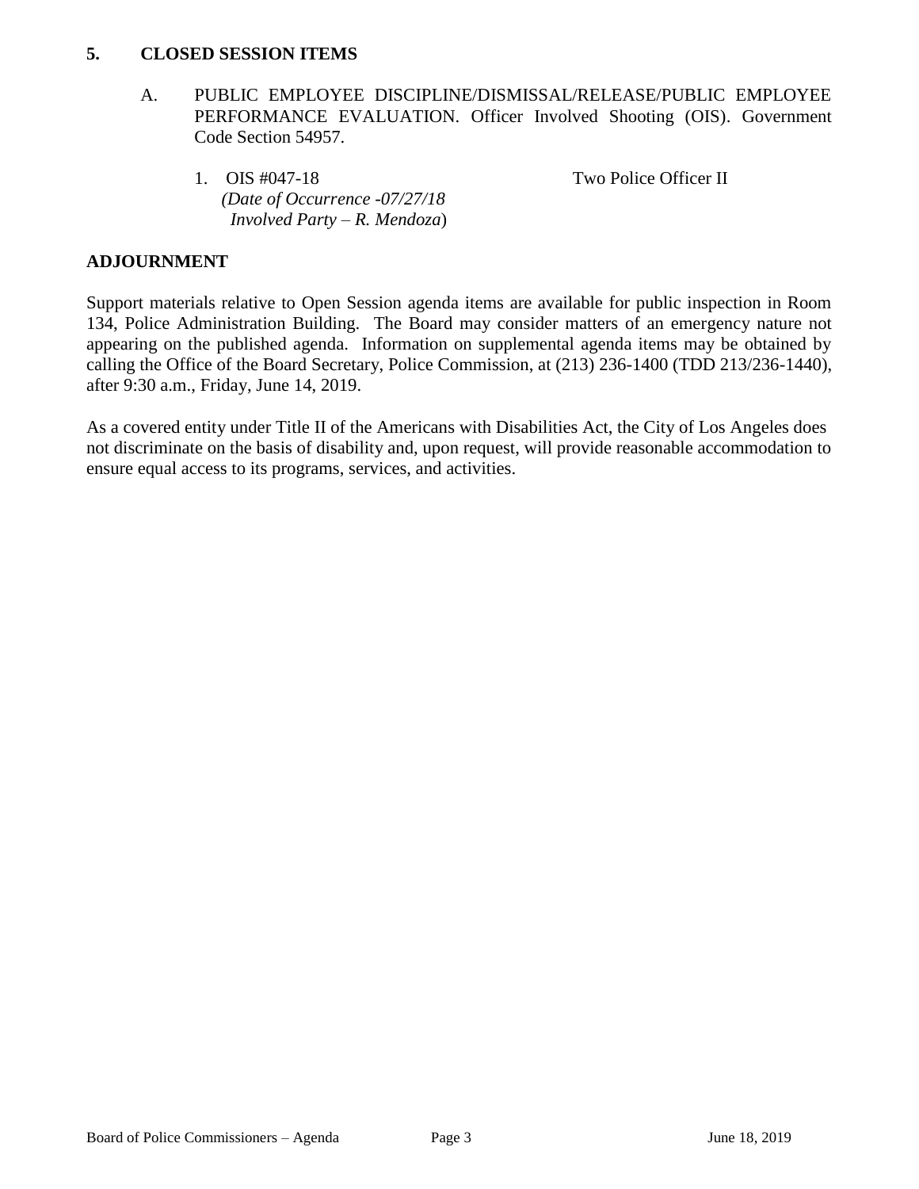**5. CLOSED SESSION ITEMS**

A. PUBLIC EMPLOYEE DISCIPLINE/DISMISSAL/RELEASE/PUBLIC EMPLOYEE PERFORMANCE EVALUATION. Officer Involved Shooting (OIS). Government Code Section 54957.

1. OIS #047-18 Two Police Officer II
   *(Date of Occurrence -07/27/18*
   *Involved Party – R. Mendoza*)

**ADJOURNMENT**

Support materials relative to Open Session agenda items are available for public inspection in Room 134, Police Administration Building. The Board may consider matters of an emergency nature not appearing on the published agenda. Information on supplemental agenda items may be obtained by calling the Office of the Board Secretary, Police Commission, at (213) 236-1400 (TDD 213/236-1440), after 9:30 a.m., Friday, June 14, 2019.

As a covered entity under Title II of the Americans with Disabilities Act, the City of Los Angeles does not discriminate on the basis of disability and, upon request, will provide reasonable accommodation to ensure equal access to its programs, services, and activities.